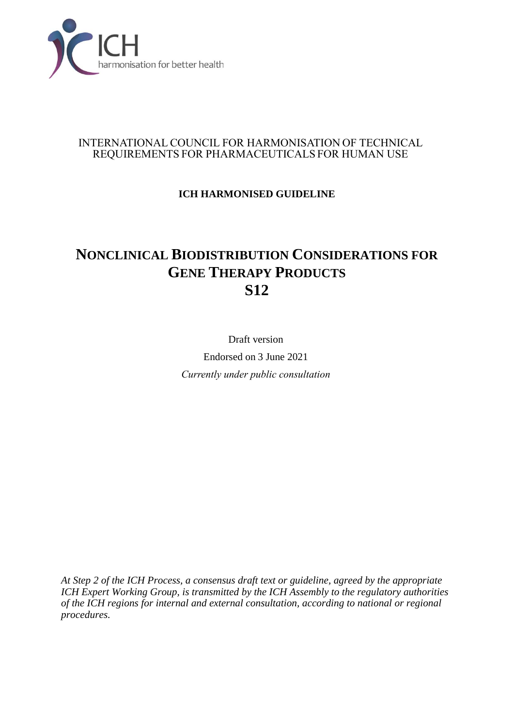ICH

harmonisation for better health

INTERNATIONAL COUNCIL FOR HARMONISATION OF TECHNICAL REQUIREMENTS FOR PHARMACEUTICALS FOR HUMAN USE

**ICH HARMONISED GUIDELINE**

# NONCLINICAL BIODISTRIBUTION CONSIDERATIONS FOR GENE THERAPY PRODUCTS S12

Draft version

Endorsed on 3 June 2021

*Currently under public consultation*

*At Step 2 of the ICH Process, a consensus draft text or guideline, agreed by the appropriate ICH Expert Working Group, is transmitted by the ICH Assembly to the regulatory authorities of the ICH regions for internal and external consultation, according to national or regional procedures.*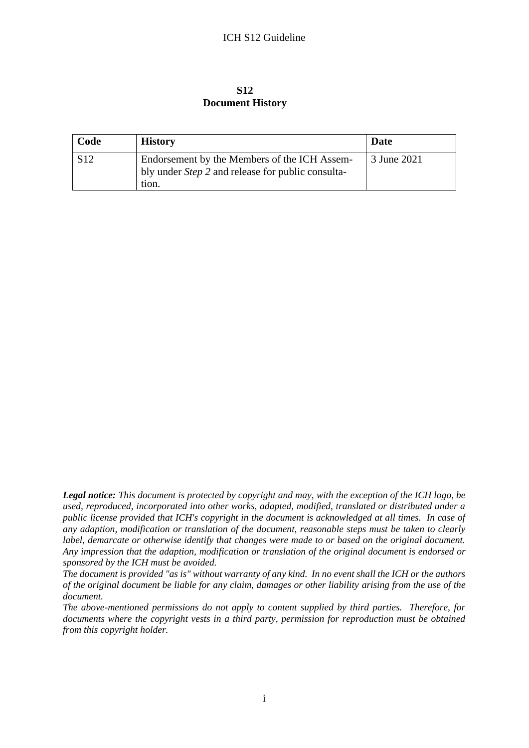**S12**
**Document History**

| Code | History | Date |
|---|---|---|
| S12 | Endorsement by the Members of the ICH Assembly under *Step 2* and release for public consultation. | 3 June 2021 |

***Legal notice:*** *This document is protected by copyright and may, with the exception of the ICH logo, be used, reproduced, incorporated into other works, adapted, modified, translated or distributed under a public license provided that ICH's copyright in the document is acknowledged at all times. In case of any adaption, modification or translation of the document, reasonable steps must be taken to clearly label, demarcate or otherwise identify that changes were made to or based on the original document. Any impression that the adaption, modification or translation of the original document is endorsed or sponsored by the ICH must be avoided.*
*The document is provided "as is" without warranty of any kind. In no event shall the ICH or the authors of the original document be liable for any claim, damages or other liability arising from the use of the document.*
*The above-mentioned permissions do not apply to content supplied by third parties. Therefore, for documents where the copyright vests in a third party, permission for reproduction must be obtained from this copyright holder.*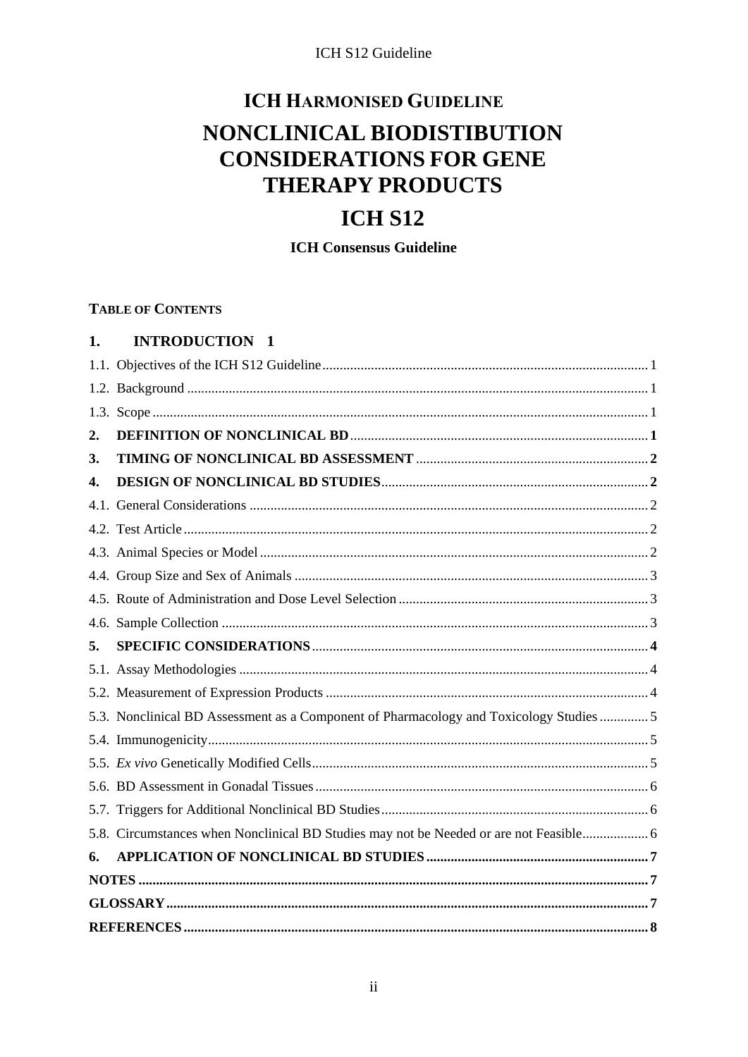# ICH HARMONISED GUIDELINE

# NONCLINICAL BIODISTIBUTION CONSIDERATIONS FOR GENE THERAPY PRODUCTS

# ICH S12

**ICH Consensus Guideline**

**TABLE OF CONTENTS**

**1. INTRODUCTION 1**

1.1. Objectives of the ICH S12 Guideline ..... 1

1.2. Background ..... 1

1.3. Scope ..... 1

**2. DEFINITION OF NONCLINICAL BD ..... 1**

**3. TIMING OF NONCLINICAL BD ASSESSMENT ..... 2**

**4. DESIGN OF NONCLINICAL BD STUDIES ..... 2**

4.1. General Considerations ..... 2

4.2. Test Article ..... 2

4.3. Animal Species or Model ..... 2

4.4. Group Size and Sex of Animals ..... 3

4.5. Route of Administration and Dose Level Selection ..... 3

4.6. Sample Collection ..... 3

**5. SPECIFIC CONSIDERATIONS ..... 4**

5.1. Assay Methodologies ..... 4

5.2. Measurement of Expression Products ..... 4

5.3. Nonclinical BD Assessment as a Component of Pharmacology and Toxicology Studies ..... 5

5.4. Immunogenicity ..... 5

5.5. *Ex vivo* Genetically Modified Cells ..... 5

5.6. BD Assessment in Gonadal Tissues ..... 6

5.7. Triggers for Additional Nonclinical BD Studies ..... 6

5.8. Circumstances when Nonclinical BD Studies may not be Needed or are not Feasible ..... 6

**6. APPLICATION OF NONCLINICAL BD STUDIES ..... 7**

**NOTES ..... 7**

**GLOSSARY ..... 7**

**REFERENCES ..... 8**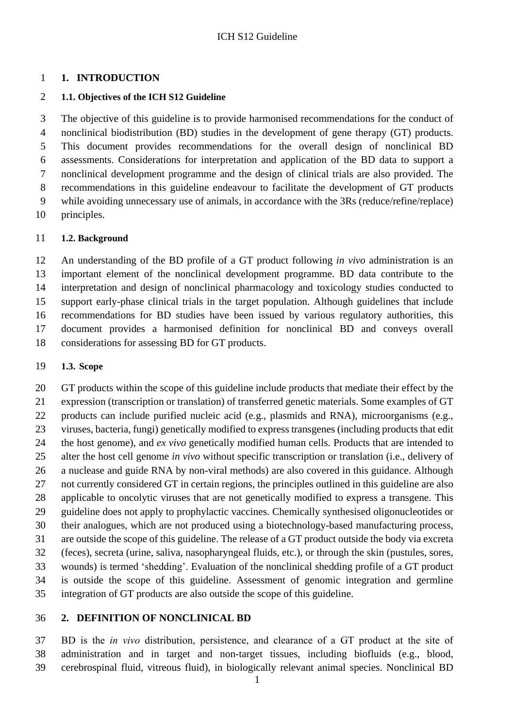# 1. INTRODUCTION

## 1.1. Objectives of the ICH S12 Guideline

The objective of this guideline is to provide harmonised recommendations for the conduct of nonclinical biodistribution (BD) studies in the development of gene therapy (GT) products. This document provides recommendations for the overall design of nonclinical BD assessments. Considerations for interpretation and application of the BD data to support a nonclinical development programme and the design of clinical trials are also provided. The recommendations in this guideline endeavour to facilitate the development of GT products while avoiding unnecessary use of animals, in accordance with the 3Rs (reduce/refine/replace) principles.

## 1.2. Background

An understanding of the BD profile of a GT product following *in vivo* administration is an important element of the nonclinical development programme. BD data contribute to the interpretation and design of nonclinical pharmacology and toxicology studies conducted to support early-phase clinical trials in the target population. Although guidelines that include recommendations for BD studies have been issued by various regulatory authorities, this document provides a harmonised definition for nonclinical BD and conveys overall considerations for assessing BD for GT products.

## 1.3. Scope

GT products within the scope of this guideline include products that mediate their effect by the expression (transcription or translation) of transferred genetic materials. Some examples of GT products can include purified nucleic acid (e.g., plasmids and RNA), microorganisms (e.g., viruses, bacteria, fungi) genetically modified to express transgenes (including products that edit the host genome), and *ex vivo* genetically modified human cells. Products that are intended to alter the host cell genome *in vivo* without specific transcription or translation (i.e., delivery of a nuclease and guide RNA by non-viral methods) are also covered in this guidance. Although not currently considered GT in certain regions, the principles outlined in this guideline are also applicable to oncolytic viruses that are not genetically modified to express a transgene. This guideline does not apply to prophylactic vaccines. Chemically synthesised oligonucleotides or their analogues, which are not produced using a biotechnology-based manufacturing process, are outside the scope of this guideline. The release of a GT product outside the body via excreta (feces), secreta (urine, saliva, nasopharyngeal fluids, etc.), or through the skin (pustules, sores, wounds) is termed 'shedding'. Evaluation of the nonclinical shedding profile of a GT product is outside the scope of this guideline. Assessment of genomic integration and germline integration of GT products are also outside the scope of this guideline.

# 2. DEFINITION OF NONCLINICAL BD

BD is the *in vivo* distribution, persistence, and clearance of a GT product at the site of administration and in target and non-target tissues, including biofluids (e.g., blood, cerebrospinal fluid, vitreous fluid), in biologically relevant animal species. Nonclinical BD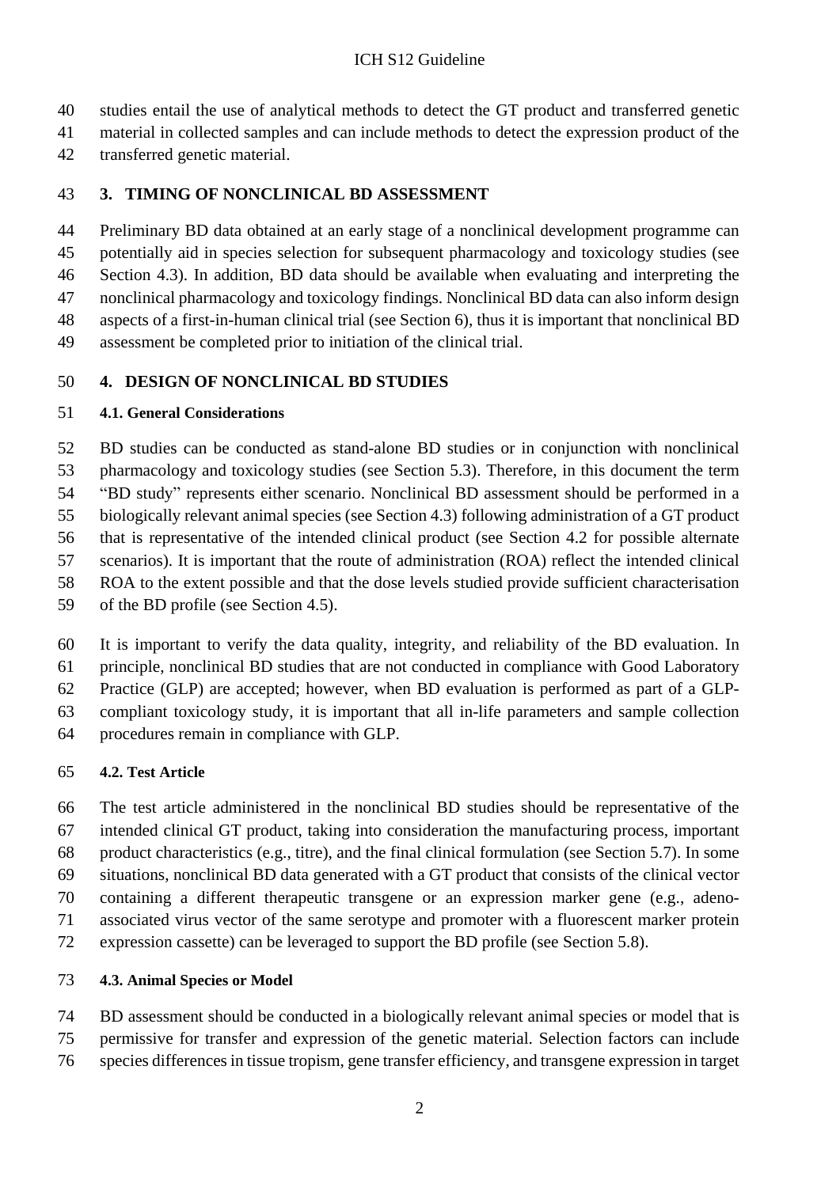studies entail the use of analytical methods to detect the GT product and transferred genetic material in collected samples and can include methods to detect the expression product of the transferred genetic material.

## 3. TIMING OF NONCLINICAL BD ASSESSMENT

Preliminary BD data obtained at an early stage of a nonclinical development programme can potentially aid in species selection for subsequent pharmacology and toxicology studies (see Section 4.3). In addition, BD data should be available when evaluating and interpreting the nonclinical pharmacology and toxicology findings. Nonclinical BD data can also inform design aspects of a first-in-human clinical trial (see Section 6), thus it is important that nonclinical BD assessment be completed prior to initiation of the clinical trial.

## 4. DESIGN OF NONCLINICAL BD STUDIES

### 4.1. General Considerations

BD studies can be conducted as stand-alone BD studies or in conjunction with nonclinical pharmacology and toxicology studies (see Section 5.3). Therefore, in this document the term "BD study" represents either scenario. Nonclinical BD assessment should be performed in a biologically relevant animal species (see Section 4.3) following administration of a GT product that is representative of the intended clinical product (see Section 4.2 for possible alternate scenarios). It is important that the route of administration (ROA) reflect the intended clinical ROA to the extent possible and that the dose levels studied provide sufficient characterisation of the BD profile (see Section 4.5).

It is important to verify the data quality, integrity, and reliability of the BD evaluation. In principle, nonclinical BD studies that are not conducted in compliance with Good Laboratory Practice (GLP) are accepted; however, when BD evaluation is performed as part of a GLP-compliant toxicology study, it is important that all in-life parameters and sample collection procedures remain in compliance with GLP.

### 4.2. Test Article

The test article administered in the nonclinical BD studies should be representative of the intended clinical GT product, taking into consideration the manufacturing process, important product characteristics (e.g., titre), and the final clinical formulation (see Section 5.7). In some situations, nonclinical BD data generated with a GT product that consists of the clinical vector containing a different therapeutic transgene or an expression marker gene (e.g., adeno-associated virus vector of the same serotype and promoter with a fluorescent marker protein expression cassette) can be leveraged to support the BD profile (see Section 5.8).

### 4.3. Animal Species or Model

BD assessment should be conducted in a biologically relevant animal species or model that is permissive for transfer and expression of the genetic material. Selection factors can include species differences in tissue tropism, gene transfer efficiency, and transgene expression in target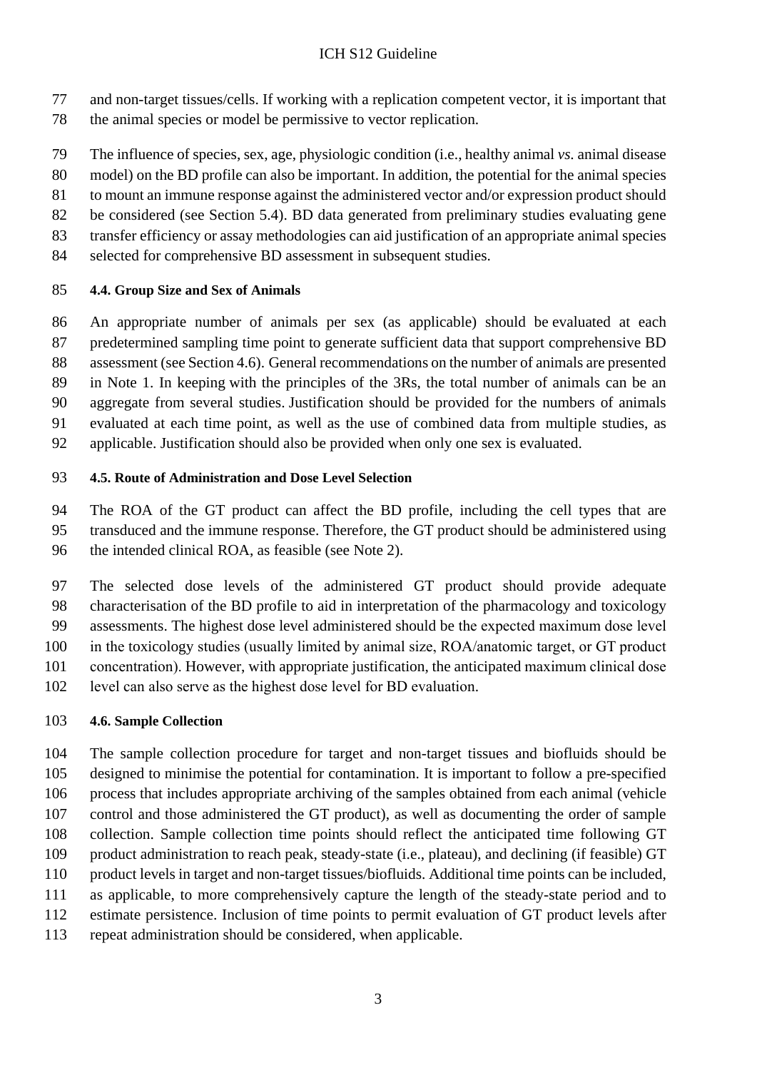and non-target tissues/cells. If working with a replication competent vector, it is important that the animal species or model be permissive to vector replication.

The influence of species, sex, age, physiologic condition (i.e., healthy animal *vs.* animal disease model) on the BD profile can also be important. In addition, the potential for the animal species to mount an immune response against the administered vector and/or expression product should be considered (see Section 5.4). BD data generated from preliminary studies evaluating gene transfer efficiency or assay methodologies can aid justification of an appropriate animal species selected for comprehensive BD assessment in subsequent studies.

#### 4.4. Group Size and Sex of Animals

An appropriate number of animals per sex (as applicable) should be evaluated at each predetermined sampling time point to generate sufficient data that support comprehensive BD assessment (see Section 4.6). General recommendations on the number of animals are presented in Note 1. In keeping with the principles of the 3Rs, the total number of animals can be an aggregate from several studies. Justification should be provided for the numbers of animals evaluated at each time point, as well as the use of combined data from multiple studies, as applicable. Justification should also be provided when only one sex is evaluated.

#### 4.5. Route of Administration and Dose Level Selection

The ROA of the GT product can affect the BD profile, including the cell types that are transduced and the immune response. Therefore, the GT product should be administered using the intended clinical ROA, as feasible (see Note 2).

The selected dose levels of the administered GT product should provide adequate characterisation of the BD profile to aid in interpretation of the pharmacology and toxicology assessments. The highest dose level administered should be the expected maximum dose level in the toxicology studies (usually limited by animal size, ROA/anatomic target, or GT product concentration). However, with appropriate justification, the anticipated maximum clinical dose level can also serve as the highest dose level for BD evaluation.

#### 4.6. Sample Collection

The sample collection procedure for target and non-target tissues and biofluids should be designed to minimise the potential for contamination. It is important to follow a pre-specified process that includes appropriate archiving of the samples obtained from each animal (vehicle control and those administered the GT product), as well as documenting the order of sample collection. Sample collection time points should reflect the anticipated time following GT product administration to reach peak, steady-state (i.e., plateau), and declining (if feasible) GT product levels in target and non-target tissues/biofluids. Additional time points can be included, as applicable, to more comprehensively capture the length of the steady-state period and to estimate persistence. Inclusion of time points to permit evaluation of GT product levels after repeat administration should be considered, when applicable.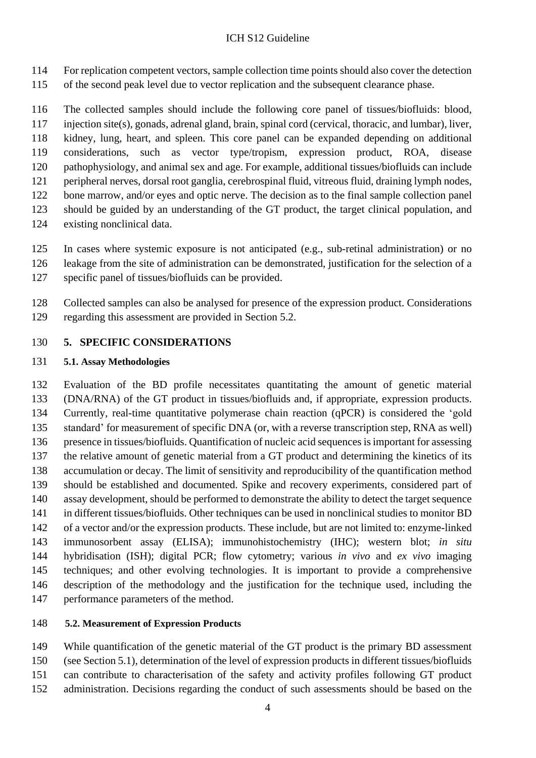For replication competent vectors, sample collection time points should also cover the detection of the second peak level due to vector replication and the subsequent clearance phase.

The collected samples should include the following core panel of tissues/biofluids: blood, injection site(s), gonads, adrenal gland, brain, spinal cord (cervical, thoracic, and lumbar), liver, kidney, lung, heart, and spleen. This core panel can be expanded depending on additional considerations, such as vector type/tropism, expression product, ROA, disease pathophysiology, and animal sex and age. For example, additional tissues/biofluids can include peripheral nerves, dorsal root ganglia, cerebrospinal fluid, vitreous fluid, draining lymph nodes, bone marrow, and/or eyes and optic nerve. The decision as to the final sample collection panel should be guided by an understanding of the GT product, the target clinical population, and existing nonclinical data.

In cases where systemic exposure is not anticipated (e.g., sub-retinal administration) or no leakage from the site of administration can be demonstrated, justification for the selection of a specific panel of tissues/biofluids can be provided.

Collected samples can also be analysed for presence of the expression product. Considerations regarding this assessment are provided in Section 5.2.

## 5. SPECIFIC CONSIDERATIONS

### 5.1. Assay Methodologies

Evaluation of the BD profile necessitates quantitating the amount of genetic material (DNA/RNA) of the GT product in tissues/biofluids and, if appropriate, expression products. Currently, real-time quantitative polymerase chain reaction (qPCR) is considered the 'gold standard' for measurement of specific DNA (or, with a reverse transcription step, RNA as well) presence in tissues/biofluids. Quantification of nucleic acid sequences is important for assessing the relative amount of genetic material from a GT product and determining the kinetics of its accumulation or decay. The limit of sensitivity and reproducibility of the quantification method should be established and documented. Spike and recovery experiments, considered part of assay development, should be performed to demonstrate the ability to detect the target sequence in different tissues/biofluids. Other techniques can be used in nonclinical studies to monitor BD of a vector and/or the expression products. These include, but are not limited to: enzyme-linked immunosorbent assay (ELISA); immunohistochemistry (IHC); western blot; *in situ* hybridisation (ISH); digital PCR; flow cytometry; various *in vivo* and *ex vivo* imaging techniques; and other evolving technologies. It is important to provide a comprehensive description of the methodology and the justification for the technique used, including the performance parameters of the method.

### 5.2. Measurement of Expression Products

While quantification of the genetic material of the GT product is the primary BD assessment (see Section 5.1), determination of the level of expression products in different tissues/biofluids can contribute to characterisation of the safety and activity profiles following GT product administration. Decisions regarding the conduct of such assessments should be based on the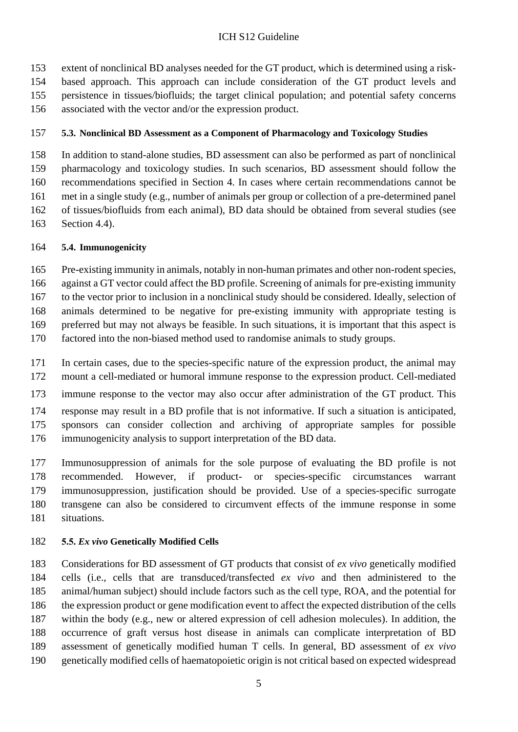extent of nonclinical BD analyses needed for the GT product, which is determined using a risk-based approach. This approach can include consideration of the GT product levels and persistence in tissues/biofluids; the target clinical population; and potential safety concerns associated with the vector and/or the expression product.

### 5.3. Nonclinical BD Assessment as a Component of Pharmacology and Toxicology Studies

In addition to stand-alone studies, BD assessment can also be performed as part of nonclinical pharmacology and toxicology studies. In such scenarios, BD assessment should follow the recommendations specified in Section 4. In cases where certain recommendations cannot be met in a single study (e.g., number of animals per group or collection of a pre-determined panel of tissues/biofluids from each animal), BD data should be obtained from several studies (see Section 4.4).

### 5.4. Immunogenicity

Pre-existing immunity in animals, notably in non-human primates and other non-rodent species, against a GT vector could affect the BD profile. Screening of animals for pre-existing immunity to the vector prior to inclusion in a nonclinical study should be considered. Ideally, selection of animals determined to be negative for pre-existing immunity with appropriate testing is preferred but may not always be feasible. In such situations, it is important that this aspect is factored into the non-biased method used to randomise animals to study groups.

In certain cases, due to the species-specific nature of the expression product, the animal may mount a cell-mediated or humoral immune response to the expression product. Cell-mediated immune response to the vector may also occur after administration of the GT product. This response may result in a BD profile that is not informative. If such a situation is anticipated, sponsors can consider collection and archiving of appropriate samples for possible immunogenicity analysis to support interpretation of the BD data.

Immunosuppression of animals for the sole purpose of evaluating the BD profile is not recommended. However, if product- or species-specific circumstances warrant immunosuppression, justification should be provided. Use of a species-specific surrogate transgene can also be considered to circumvent effects of the immune response in some situations.

### 5.5. *Ex vivo* Genetically Modified Cells

Considerations for BD assessment of GT products that consist of *ex vivo* genetically modified cells (i.e., cells that are transduced/transfected *ex vivo* and then administered to the animal/human subject) should include factors such as the cell type, ROA, and the potential for the expression product or gene modification event to affect the expected distribution of the cells within the body (e.g., new or altered expression of cell adhesion molecules). In addition, the occurrence of graft versus host disease in animals can complicate interpretation of BD assessment of genetically modified human T cells. In general, BD assessment of *ex vivo* genetically modified cells of haematopoietic origin is not critical based on expected widespread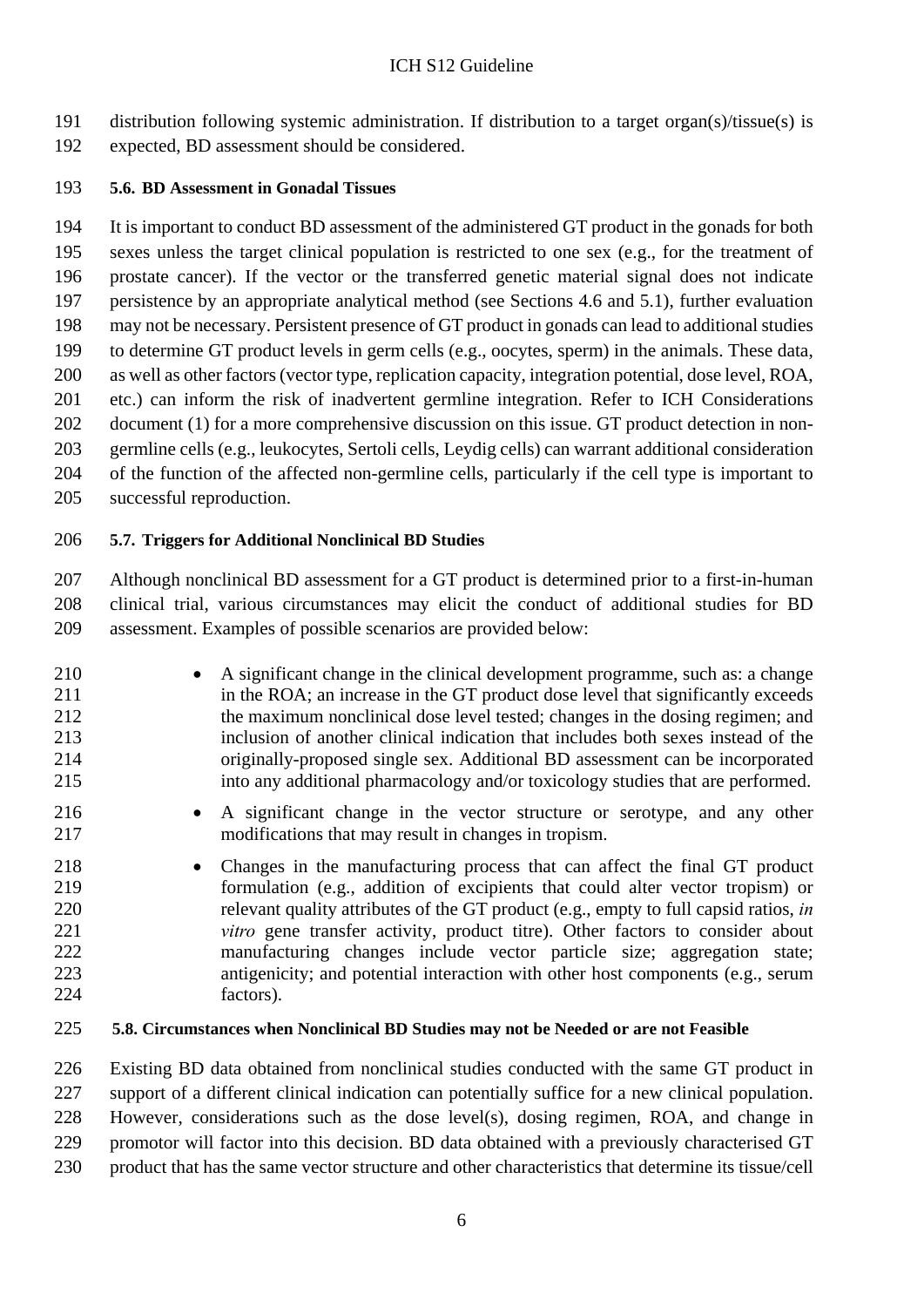distribution following systemic administration. If distribution to a target organ(s)/tissue(s) is expected, BD assessment should be considered.

### 5.6. BD Assessment in Gonadal Tissues

It is important to conduct BD assessment of the administered GT product in the gonads for both sexes unless the target clinical population is restricted to one sex (e.g., for the treatment of prostate cancer). If the vector or the transferred genetic material signal does not indicate persistence by an appropriate analytical method (see Sections 4.6 and 5.1), further evaluation may not be necessary. Persistent presence of GT product in gonads can lead to additional studies to determine GT product levels in germ cells (e.g., oocytes, sperm) in the animals. These data, as well as other factors (vector type, replication capacity, integration potential, dose level, ROA, etc.) can inform the risk of inadvertent germline integration. Refer to ICH Considerations document (1) for a more comprehensive discussion on this issue. GT product detection in non-germline cells (e.g., leukocytes, Sertoli cells, Leydig cells) can warrant additional consideration of the function of the affected non-germline cells, particularly if the cell type is important to successful reproduction.

### 5.7. Triggers for Additional Nonclinical BD Studies

Although nonclinical BD assessment for a GT product is determined prior to a first-in-human clinical trial, various circumstances may elicit the conduct of additional studies for BD assessment. Examples of possible scenarios are provided below:

- A significant change in the clinical development programme, such as: a change in the ROA; an increase in the GT product dose level that significantly exceeds the maximum nonclinical dose level tested; changes in the dosing regimen; and inclusion of another clinical indication that includes both sexes instead of the originally-proposed single sex. Additional BD assessment can be incorporated into any additional pharmacology and/or toxicology studies that are performed.
- A significant change in the vector structure or serotype, and any other modifications that may result in changes in tropism.
- Changes in the manufacturing process that can affect the final GT product formulation (e.g., addition of excipients that could alter vector tropism) or relevant quality attributes of the GT product (e.g., empty to full capsid ratios, *in vitro* gene transfer activity, product titre). Other factors to consider about manufacturing changes include vector particle size; aggregation state; antigenicity; and potential interaction with other host components (e.g., serum factors).

### 5.8. Circumstances when Nonclinical BD Studies may not be Needed or are not Feasible

Existing BD data obtained from nonclinical studies conducted with the same GT product in support of a different clinical indication can potentially suffice for a new clinical population. However, considerations such as the dose level(s), dosing regimen, ROA, and change in promotor will factor into this decision. BD data obtained with a previously characterised GT product that has the same vector structure and other characteristics that determine its tissue/cell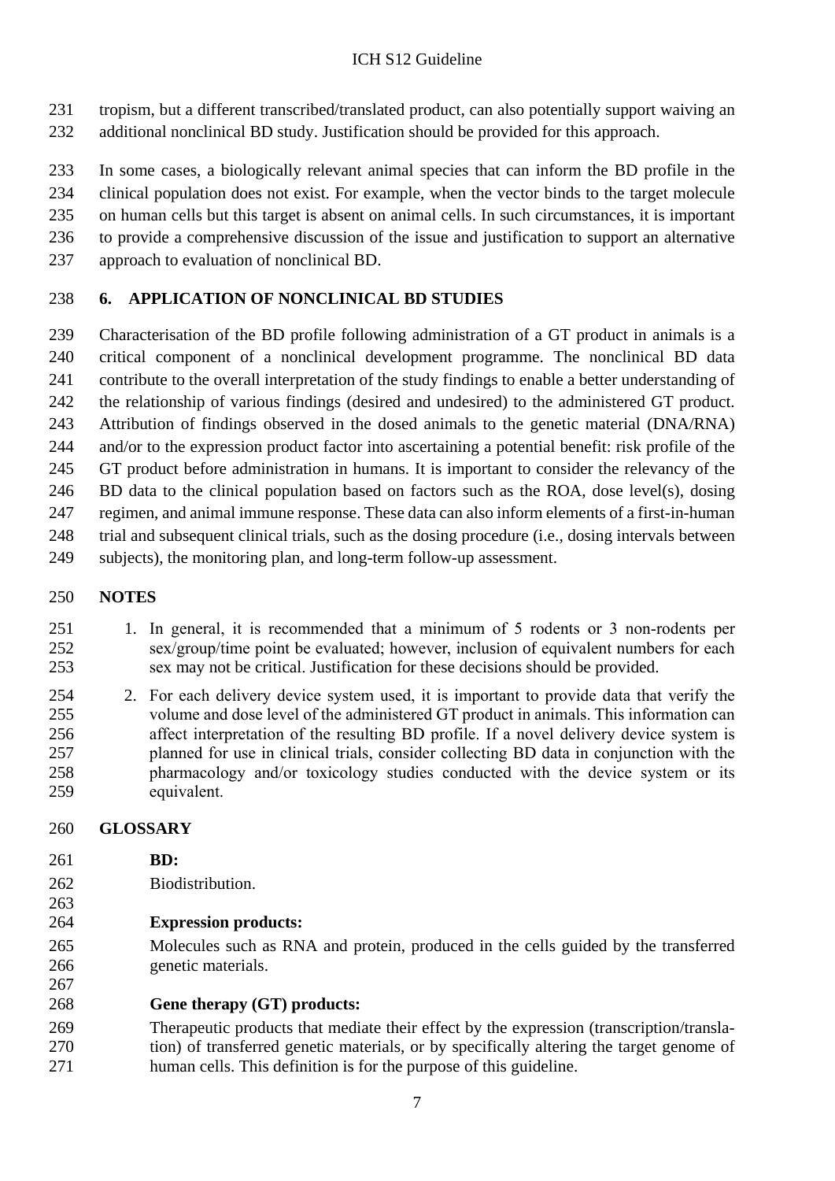tropism, but a different transcribed/translated product, can also potentially support waiving an additional nonclinical BD study. Justification should be provided for this approach.

In some cases, a biologically relevant animal species that can inform the BD profile in the clinical population does not exist. For example, when the vector binds to the target molecule on human cells but this target is absent on animal cells. In such circumstances, it is important to provide a comprehensive discussion of the issue and justification to support an alternative approach to evaluation of nonclinical BD.

## 6. APPLICATION OF NONCLINICAL BD STUDIES

Characterisation of the BD profile following administration of a GT product in animals is a critical component of a nonclinical development programme. The nonclinical BD data contribute to the overall interpretation of the study findings to enable a better understanding of the relationship of various findings (desired and undesired) to the administered GT product. Attribution of findings observed in the dosed animals to the genetic material (DNA/RNA) and/or to the expression product factor into ascertaining a potential benefit: risk profile of the GT product before administration in humans. It is important to consider the relevancy of the BD data to the clinical population based on factors such as the ROA, dose level(s), dosing regimen, and animal immune response. These data can also inform elements of a first-in-human trial and subsequent clinical trials, such as the dosing procedure (i.e., dosing intervals between subjects), the monitoring plan, and long-term follow-up assessment.

## NOTES

1. In general, it is recommended that a minimum of 5 rodents or 3 non-rodents per sex/group/time point be evaluated; however, inclusion of equivalent numbers for each sex may not be critical. Justification for these decisions should be provided.
2. For each delivery device system used, it is important to provide data that verify the volume and dose level of the administered GT product in animals. This information can affect interpretation of the resulting BD profile. If a novel delivery device system is planned for use in clinical trials, consider collecting BD data in conjunction with the pharmacology and/or toxicology studies conducted with the device system or its equivalent.

## GLOSSARY

**BD:**

Biodistribution.

**Expression products:**

Molecules such as RNA and protein, produced in the cells guided by the transferred genetic materials.

**Gene therapy (GT) products:**

Therapeutic products that mediate their effect by the expression (transcription/translation) of transferred genetic materials, or by specifically altering the target genome of human cells. This definition is for the purpose of this guideline.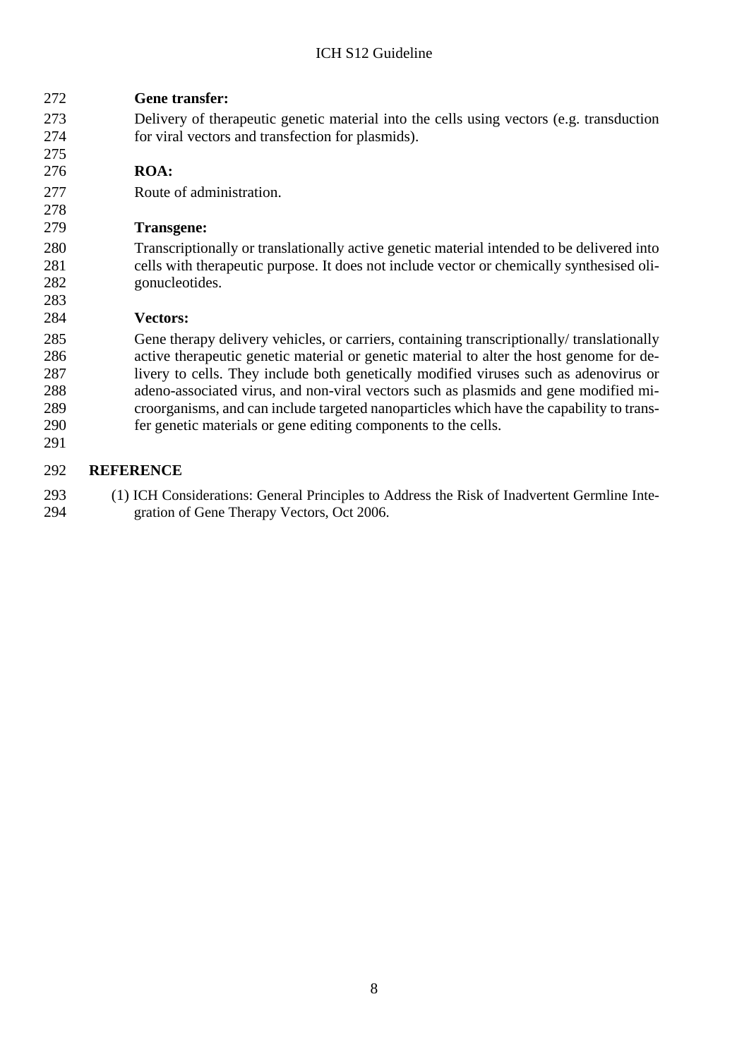**Gene transfer:**

Delivery of therapeutic genetic material into the cells using vectors (e.g. transduction for viral vectors and transfection for plasmids).

**ROA:**

Route of administration.

**Transgene:**

Transcriptionally or translationally active genetic material intended to be delivered into cells with therapeutic purpose. It does not include vector or chemically synthesised oligonucleotides.

**Vectors:**

Gene therapy delivery vehicles, or carriers, containing transcriptionally/ translationally active therapeutic genetic material or genetic material to alter the host genome for delivery to cells. They include both genetically modified viruses such as adenovirus or adeno-associated virus, and non-viral vectors such as plasmids and gene modified microorganisms, and can include targeted nanoparticles which have the capability to transfer genetic materials or gene editing components to the cells.

## REFERENCE

(1) ICH Considerations: General Principles to Address the Risk of Inadvertent Germline Integration of Gene Therapy Vectors, Oct 2006.